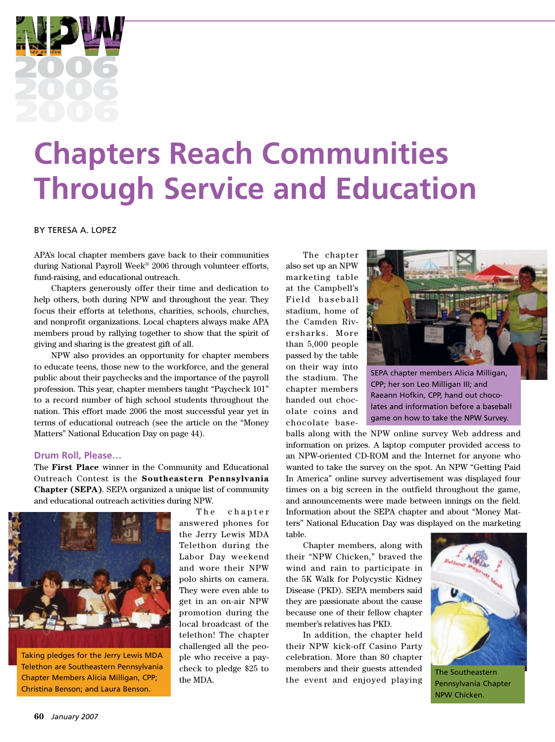# Chapters Reach Communities Through Service and Education

BY TERESA A. LOPEZ

APA's local chapter members gave back to their communities during National Payroll Week® 2006 through volunteer efforts, fund-raising, and educational outreach.

Chapters generously offer their time and dedication to help others, both during NPW and throughout the year. They focus their efforts at telethons, charities, schools, churches, and nonprofit organizations. Local chapters always make APA members proud by rallying together to show that the spirit of giving and sharing is the greatest gift of all.

NPW also provides an opportunity for chapter members to educate teens, those new to the workforce, and the general public about their paychecks and the importance of the payroll profession. This year, chapter members taught "Paycheck 101" to a record number of high school students throughout the nation. This effort made 2006 the most successful year yet in terms of educational outreach (see the article on the "Money Matters" National Education Day on page 44).

### Drum Roll, Please…

The **First Place** winner in the Community and Educational Outreach Contest is the **Southeastern Pennsylvania Chapter (SEPA)**. SEPA organized a unique list of community and educational outreach activities during NPW.

Taking pledges for the Jerry Lewis MDA Telethon are Southeastern Pennsylvania Chapter Members Alicia Milligan, CPP; Christina Benson; and Laura Benson.

The chapter answered phones for the Jerry Lewis MDA Telethon during the Labor Day weekend and wore their NPW polo shirts on camera. They were even able to get in an on-air NPW promotion during the local broadcast of the telethon! The chapter challenged all the people who receive a paycheck to pledge $25 to the MDA.

The chapter also set up an NPW marketing table at the Campbell's Field baseball stadium, home of the Camden Riversharks. More than 5,000 people passed by the table on their way into the stadium. The chapter members handed out chocolate coins and chocolate baseballs along with the NPW online survey Web address and information on prizes. A laptop computer provided access to an NPW-oriented CD-ROM and the Internet for anyone who wanted to take the survey on the spot. An NPW "Getting Paid In America" online survey advertisement was displayed four times on a big screen in the outfield throughout the game, and announcements were made between innings on the field. Information about the SEPA chapter and about "Money Matters" National Education Day was displayed on the marketing table.

SEPA chapter members Alicia Milligan, CPP; her son Leo Milligan III; and Raeann Hofkin, CPP, hand out chocolates and information before a baseball game on how to take the NPW Survey.

Chapter members, along with their "NPW Chicken," braved the wind and rain to participate in the 5K Walk for Polycystic Kidney Disease (PKD). SEPA members said they are passionate about the cause because one of their fellow chapter member's relatives has PKD.

In addition, the chapter held their NPW kick-off Casino Party celebration. More than 80 chapter members and their guests attended the event and enjoyed playing

The Southeastern Pennsylvania Chapter NPW Chicken.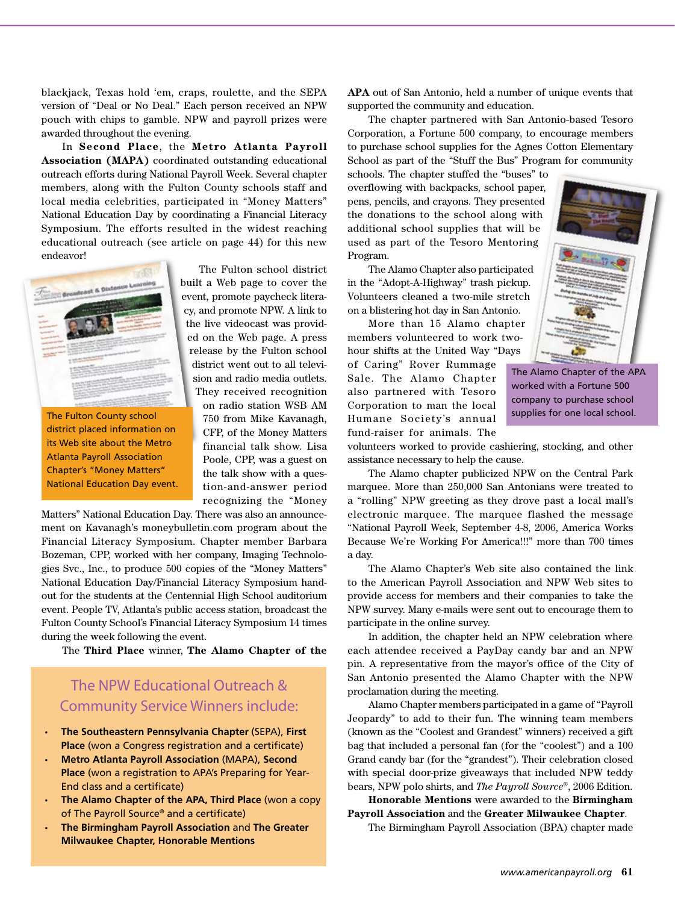blackjack, Texas hold 'em, craps, roulette, and the SEPA version of "Deal or No Deal." Each person received an NPW pouch with chips to gamble. NPW and payroll prizes were awarded throughout the evening.

In **Second Place**, the **Metro Atlanta Payroll Association (MAPA)** coordinated outstanding educational outreach efforts during National Payroll Week. Several chapter members, along with the Fulton County schools staff and local media celebrities, participated in "Money Matters" National Education Day by coordinating a Financial Literacy Symposium. The efforts resulted in the widest reaching educational outreach (see article on page 44) for this new endeavor!

The Fulton school district built a Web page to cover the event, promote paycheck literacy, and promote NPW. A link to the live videocast was provided on the Web page. A press release by the Fulton school district went out to all television and radio media outlets. They received recognition on radio station WSB AM 750 from Mike Kavanagh, CFP, of the Money Matters financial talk show. Lisa Poole, CPP, was a guest on the talk show with a question-and-answer period recognizing the "Money Matters" National Education Day. There was also an announcement on Kavanagh's moneybulletin.com program about the Financial Literacy Symposium. Chapter member Barbara Bozeman, CPP, worked with her company, Imaging Technologies Svc., Inc., to produce 500 copies of the "Money Matters" National Education Day/Financial Literacy Symposium handout for the students at the Centennial High School auditorium event. People TV, Atlanta's public access station, broadcast the Fulton County School's Financial Literacy Symposium 14 times during the week following the event.

The Fulton County school district placed information on its Web site about the Metro Atlanta Payroll Association Chapter's "Money Matters" National Education Day event.

The **Third Place** winner, **The Alamo Chapter of the APA** out of San Antonio, held a number of unique events that supported the community and education.

The chapter partnered with San Antonio-based Tesoro Corporation, a Fortune 500 company, to encourage members to purchase school supplies for the Agnes Cotton Elementary School as part of the "Stuff the Bus" Program for community schools. The chapter stuffed the "buses" to overflowing with backpacks, school paper, pens, pencils, and crayons. They presented the donations to the school along with additional school supplies that will be used as part of the Tesoro Mentoring Program.

The Alamo Chapter also participated in the "Adopt-A-Highway" trash pickup. Volunteers cleaned a two-mile stretch on a blistering hot day in San Antonio.

More than 15 Alamo chapter members volunteered to work two-hour shifts at the United Way "Days of Caring" Rover Rummage Sale. The Alamo Chapter also partnered with Tesoro Corporation to man the local Humane Society's annual fund-raiser for animals. The volunteers worked to provide cashiering, stocking, and other assistance necessary to help the cause.

The Alamo Chapter of the APA worked with a Fortune 500 company to purchase school supplies for one local school.

The Alamo chapter publicized NPW on the Central Park marquee. More than 250,000 San Antonians were treated to a "rolling" NPW greeting as they drove past a local mall's electronic marquee. The marquee flashed the message "National Payroll Week, September 4-8, 2006, America Works Because We're Working For America!!!" more than 700 times a day.

The Alamo Chapter's Web site also contained the link to the American Payroll Association and NPW Web sites to provide access for members and their companies to take the NPW survey. Many e-mails were sent out to encourage them to participate in the online survey.

In addition, the chapter held an NPW celebration where each attendee received a PayDay candy bar and an NPW pin. A representative from the mayor's office of the City of San Antonio presented the Alamo Chapter with the NPW proclamation during the meeting.

Alamo Chapter members participated in a game of "Payroll Jeopardy" to add to their fun. The winning team members (known as the "Coolest and Grandest" winners) received a gift bag that included a personal fan (for the "coolest") and a 100 Grand candy bar (for the "grandest"). Their celebration closed with special door-prize giveaways that included NPW teddy bears, NPW polo shirts, and *The Payroll Source®*, 2006 Edition.

**Honorable Mentions** were awarded to the **Birmingham Payroll Association** and the **Greater Milwaukee Chapter**.

The Birmingham Payroll Association (BPA) chapter made

## The NPW Educational Outreach & Community Service Winners include:

- **The Southeastern Pennsylvania Chapter** (SEPA), **First Place** (won a Congress registration and a certificate)
- **Metro Atlanta Payroll Association** (MAPA), **Second Place** (won a registration to APA's Preparing for Year-End class and a certificate)
- **The Alamo Chapter of the APA, Third Place** (won a copy of The Payroll Source® and a certificate)
- **The Birmingham Payroll Association** and **The Greater Milwaukee Chapter, Honorable Mentions**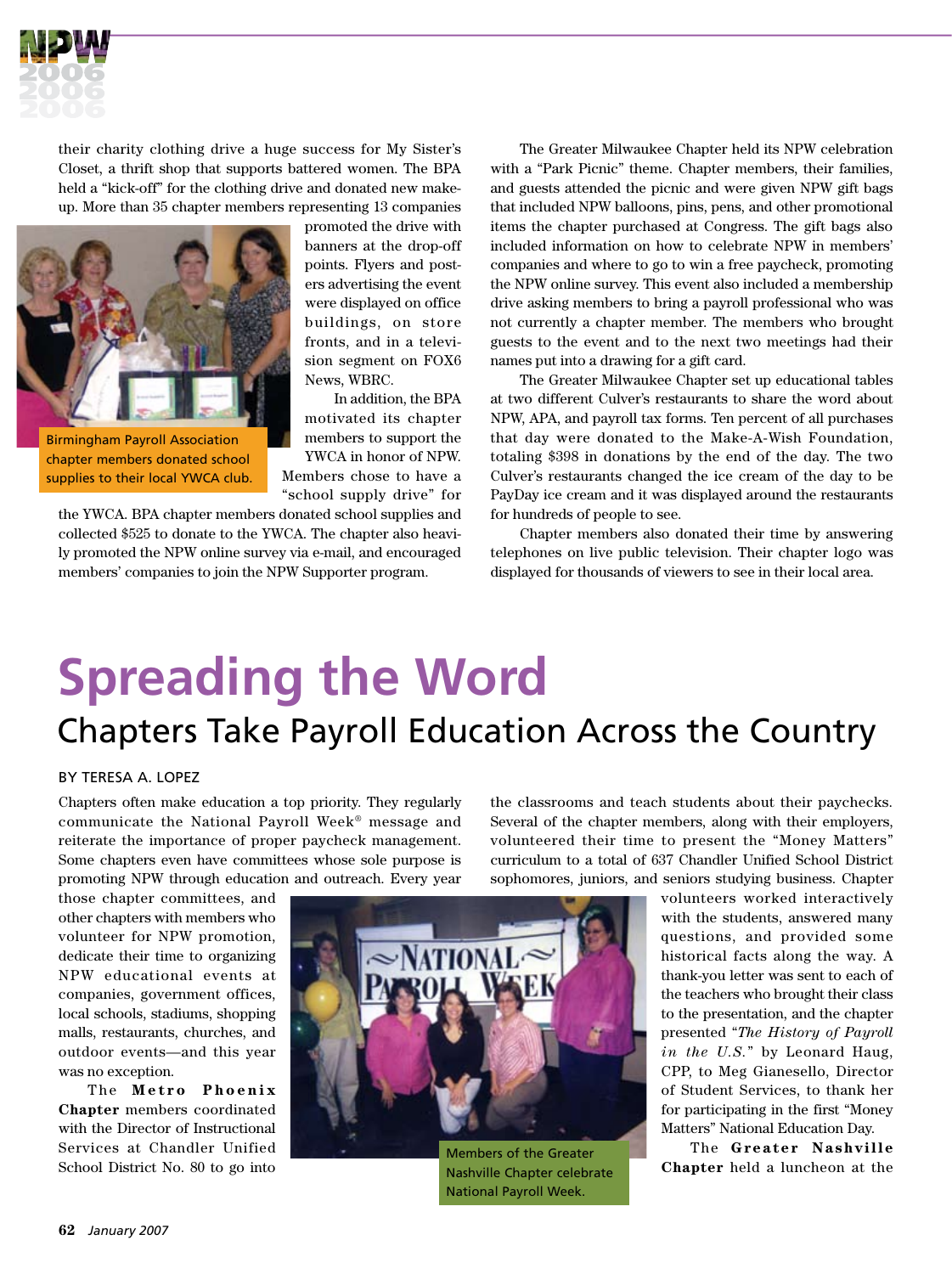their charity clothing drive a huge success for My Sister's Closet, a thrift shop that supports battered women. The BPA held a "kick-off" for the clothing drive and donated new make-up. More than 35 chapter members representing 13 companies promoted the drive with banners at the drop-off points. Flyers and posters advertising the event were displayed on office buildings, on store fronts, and in a television segment on FOX6 News, WBRC.

Birmingham Payroll Association chapter members donated school supplies to their local YWCA club.

In addition, the BPA motivated its chapter members to support the YWCA in honor of NPW. Members chose to have a "school supply drive" for the YWCA. BPA chapter members donated school supplies and collected $525 to donate to the YWCA. The chapter also heavily promoted the NPW online survey via e-mail, and encouraged members' companies to join the NPW Supporter program.

The Greater Milwaukee Chapter held its NPW celebration with a "Park Picnic" theme. Chapter members, their families, and guests attended the picnic and were given NPW gift bags that included NPW balloons, pins, pens, and other promotional items the chapter purchased at Congress. The gift bags also included information on how to celebrate NPW in members' companies and where to go to win a free paycheck, promoting the NPW online survey. This event also included a membership drive asking members to bring a payroll professional who was not currently a chapter member. The members who brought guests to the event and to the next two meetings had their names put into a drawing for a gift card.

The Greater Milwaukee Chapter set up educational tables at two different Culver's restaurants to share the word about NPW, APA, and payroll tax forms. Ten percent of all purchases that day were donated to the Make-A-Wish Foundation, totaling $398 in donations by the end of the day. The two Culver's restaurants changed the ice cream of the day to be PayDay ice cream and it was displayed around the restaurants for hundreds of people to see.

Chapter members also donated their time by answering telephones on live public television. Their chapter logo was displayed for thousands of viewers to see in their local area.

# Spreading the Word

## Chapters Take Payroll Education Across the Country

BY TERESA A. LOPEZ

Chapters often make education a top priority. They regularly communicate the National Payroll Week® message and reiterate the importance of proper paycheck management. Some chapters even have committees whose sole purpose is promoting NPW through education and outreach. Every year those chapter committees, and other chapters with members who volunteer for NPW promotion, dedicate their time to organizing NPW educational events at companies, government offices, local schools, stadiums, shopping malls, restaurants, churches, and outdoor events—and this year was no exception.

The **Metro Phoenix Chapter** members coordinated with the Director of Instructional Services at Chandler Unified School District No. 80 to go into the classrooms and teach students about their paychecks. Several of the chapter members, along with their employers, volunteered their time to present the "Money Matters" curriculum to a total of 637 Chandler Unified School District sophomores, juniors, and seniors studying business. Chapter volunteers worked interactively with the students, answered many questions, and provided some historical facts along the way. A thank-you letter was sent to each of the teachers who brought their class to the presentation, and the chapter presented "*The History of Payroll in the U.S.*" by Leonard Haug, CPP, to Meg Gianesello, Director of Student Services, to thank her for participating in the first "Money Matters" National Education Day.

Members of the Greater Nashville Chapter celebrate National Payroll Week.

The **Greater Nashville Chapter** held a luncheon at the